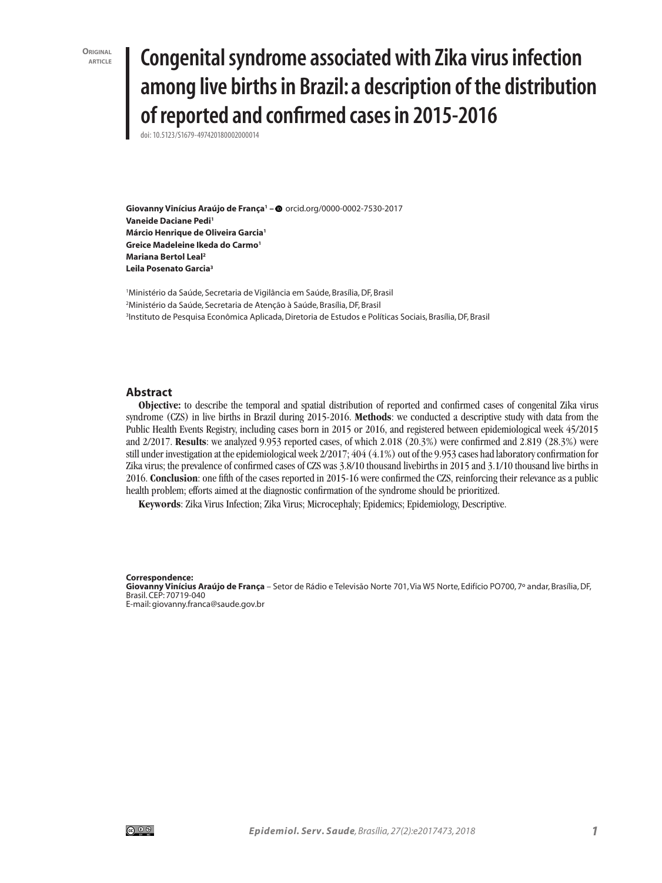Original article

# Congenital syndrome associated with Zika virus infection among live births in Brazil: a description of the distribution of reported and confirmed cases in 2015-2016

doi: 10.5123/S1679-49742018000200014

**Giovanny Vinícius Araújo de França**[1] – orcid.org/0000-0002-7530-2017
**Vaneide Daciane Pedi**[1]
**Márcio Henrique de Oliveira Garcia**[1]
**Greice Madeleine Ikeda do Carmo**[1]
**Mariana Bertol Leal**[2]
**Leila Posenato Garcia**[3]

[1]Ministério da Saúde, Secretaria de Vigilância em Saúde, Brasília, DF, Brasil
[2]Ministério da Saúde, Secretaria de Atenção à Saúde, Brasília, DF, Brasil
[3]Instituto de Pesquisa Econômica Aplicada, Diretoria de Estudos e Políticas Sociais, Brasília, DF, Brasil

## Abstract

**Objective:** to describe the temporal and spatial distribution of reported and confirmed cases of congenital Zika virus syndrome (CZS) in live births in Brazil during 2015-2016. **Methods**: we conducted a descriptive study with data from the Public Health Events Registry, including cases born in 2015 or 2016, and registered between epidemiological week 45/2015 and 2/2017. **Results**: we analyzed 9.953 reported cases, of which 2.018 (20.3%) were confirmed and 2.819 (28.3%) were still under investigation at the epidemiological week 2/2017; 404 (4.1%) out of the 9.953 cases had laboratory confirmation for Zika virus; the prevalence of confirmed cases of CZS was 3.8/10 thousand livebirths in 2015 and 3.1/10 thousand live births in 2016. **Conclusion**: one fifth of the cases reported in 2015-16 were confirmed the CZS, reinforcing their relevance as a public health problem; efforts aimed at the diagnostic confirmation of the syndrome should be prioritized.

**Keywords**: Zika Virus Infection; Zika Virus; Microcephaly; Epidemics; Epidemiology, Descriptive.

**Correspondence:**
**Giovanny Vinícius Araújo de França** – Setor de Rádio e Televisão Norte 701, Via W5 Norte, Edifício PO700, 7º andar, Brasília, DF, Brasil. CEP: 70719-040
E-mail: giovanny.franca@saude.gov.br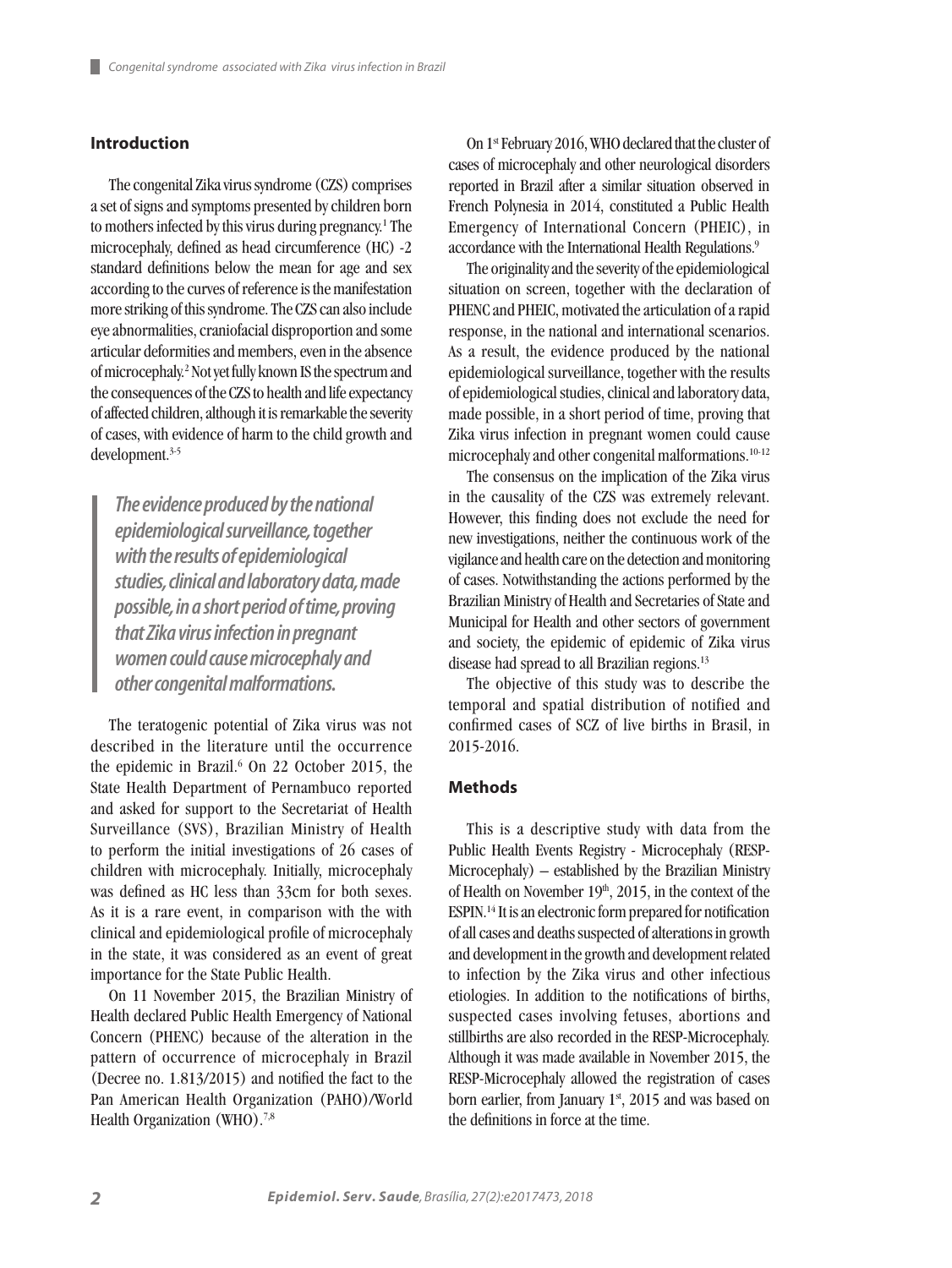## Introduction

The congenital Zika virus syndrome (CZS) comprises a set of signs and symptoms presented by children born to mothers infected by this virus during pregnancy.[1] The microcephaly, defined as head circumference (HC) -2 standard definitions below the mean for age and sex according to the curves of reference is the manifestation more striking of this syndrome. The CZS can also include eye abnormalities, craniofacial disproportion and some articular deformities and members, even in the absence of microcephaly.[2] Not yet fully known IS the spectrum and the consequences of the CZS to health and life expectancy of affected children, although it is remarkable the severity of cases, with evidence of harm to the child growth and development.[3-5]

> ***The evidence produced by the national epidemiological surveillance, together with the results of epidemiological studies, clinical and laboratory data, made possible, in a short period of time, proving that Zika virus infection in pregnant women could cause microcephaly and other congenital malformations.***

The teratogenic potential of Zika virus was not described in the literature until the occurrence the epidemic in Brazil.[6] On 22 October 2015, the State Health Department of Pernambuco reported and asked for support to the Secretariat of Health Surveillance (SVS), Brazilian Ministry of Health to perform the initial investigations of 26 cases of children with microcephaly. Initially, microcephaly was defined as HC less than 33cm for both sexes. As it is a rare event, in comparison with the with clinical and epidemiological profile of microcephaly in the state, it was considered as an event of great importance for the State Public Health.

On 11 November 2015, the Brazilian Ministry of Health declared Public Health Emergency of National Concern (PHENC) because of the alteration in the pattern of occurrence of microcephaly in Brazil (Decree no. 1.813/2015) and notified the fact to the Pan American Health Organization (PAHO)/World Health Organization (WHO).[7,8]

On 1st February 2016, WHO declared that the cluster of cases of microcephaly and other neurological disorders reported in Brazil after a similar situation observed in French Polynesia in 2014, constituted a Public Health Emergency of International Concern (PHEIC), in accordance with the International Health Regulations.[9]

The originality and the severity of the epidemiological situation on screen, together with the declaration of PHENC and PHEIC, motivated the articulation of a rapid response, in the national and international scenarios. As a result, the evidence produced by the national epidemiological surveillance, together with the results of epidemiological studies, clinical and laboratory data, made possible, in a short period of time, proving that Zika virus infection in pregnant women could cause microcephaly and other congenital malformations.[10-12]

The consensus on the implication of the Zika virus in the causality of the CZS was extremely relevant. However, this finding does not exclude the need for new investigations, neither the continuous work of the vigilance and health care on the detection and monitoring of cases. Notwithstanding the actions performed by the Brazilian Ministry of Health and Secretaries of State and Municipal for Health and other sectors of government and society, the epidemic of epidemic of Zika virus disease had spread to all Brazilian regions.[13]

The objective of this study was to describe the temporal and spatial distribution of notified and confirmed cases of SCZ of live births in Brasil, in 2015-2016.

## Methods

This is a descriptive study with data from the Public Health Events Registry - Microcephaly (RESP-Microcephaly) – established by the Brazilian Ministry of Health on November 19th, 2015, in the context of the ESPIN.[14] It is an electronic form prepared for notification of all cases and deaths suspected of alterations in growth and development in the growth and development related to infection by the Zika virus and other infectious etiologies. In addition to the notifications of births, suspected cases involving fetuses, abortions and stillbirths are also recorded in the RESP-Microcephaly. Although it was made available in November 2015, the RESP-Microcephaly allowed the registration of cases born earlier, from January 1st, 2015 and was based on the definitions in force at the time.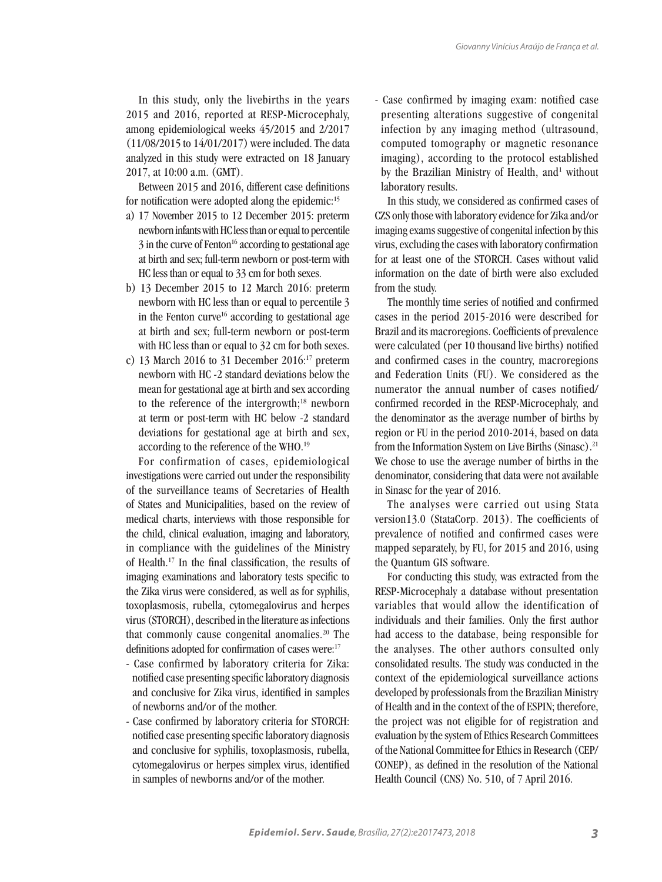In this study, only the livebirths in the years 2015 and 2016, reported at RESP-Microcephaly, among epidemiological weeks 45/2015 and 2/2017 (11/08/2015 to 14/01/2017) were included. The data analyzed in this study were extracted on 18 January 2017, at 10:00 a.m. (GMT).

Between 2015 and 2016, different case definitions for notification were adopted along the epidemic:[15]

a) 17 November 2015 to 12 December 2015: preterm newborn infants with HC less than or equal to percentile 3 in the curve of Fenton[16] according to gestational age at birth and sex; full-term newborn or post-term with HC less than or equal to 33 cm for both sexes.
b) 13 December 2015 to 12 March 2016: preterm newborn with HC less than or equal to percentile 3 in the Fenton curve[16] according to gestational age at birth and sex; full-term newborn or post-term with HC less than or equal to 32 cm for both sexes.
c) 13 March 2016 to 31 December 2016:[17] preterm newborn with HC -2 standard deviations below the mean for gestational age at birth and sex according to the reference of the intergrowth;[18] newborn at term or post-term with HC below -2 standard deviations for gestational age at birth and sex, according to the reference of the WHO.[19]

For confirmation of cases, epidemiological investigations were carried out under the responsibility of the surveillance teams of Secretaries of Health of States and Municipalities, based on the review of medical charts, interviews with those responsible for the child, clinical evaluation, imaging and laboratory, in compliance with the guidelines of the Ministry of Health.[17] In the final classification, the results of imaging examinations and laboratory tests specific to the Zika virus were considered, as well as for syphilis, toxoplasmosis, rubella, cytomegalovirus and herpes virus (STORCH), described in the literature as infections that commonly cause congenital anomalies.[20] The definitions adopted for confirmation of cases were:[17]

- Case confirmed by laboratory criteria for Zika: notified case presenting specific laboratory diagnosis and conclusive for Zika virus, identified in samples of newborns and/or of the mother.
- Case confirmed by laboratory criteria for STORCH: notified case presenting specific laboratory diagnosis and conclusive for syphilis, toxoplasmosis, rubella, cytomegalovirus or herpes simplex virus, identified in samples of newborns and/or of the mother.
- Case confirmed by imaging exam: notified case presenting alterations suggestive of congenital infection by any imaging method (ultrasound, computed tomography or magnetic resonance imaging), according to the protocol established by the Brazilian Ministry of Health, and[1] without laboratory results.

In this study, we considered as confirmed cases of CZS only those with laboratory evidence for Zika and/or imaging exams suggestive of congenital infection by this virus, excluding the cases with laboratory confirmation for at least one of the STORCH. Cases without valid information on the date of birth were also excluded from the study.

The monthly time series of notified and confirmed cases in the period 2015-2016 were described for Brazil and its macroregions. Coefficients of prevalence were calculated (per 10 thousand live births) notified and confirmed cases in the country, macroregions and Federation Units (FU). We considered as the numerator the annual number of cases notified/confirmed recorded in the RESP-Microcephaly, and the denominator as the average number of births by region or FU in the period 2010-2014, based on data from the Information System on Live Births (Sinasc).[21] We chose to use the average number of births in the denominator, considering that data were not available in Sinasc for the year of 2016.

The analyses were carried out using Stata version13.0 (StataCorp. 2013). The coefficients of prevalence of notified and confirmed cases were mapped separately, by FU, for 2015 and 2016, using the Quantum GIS software.

For conducting this study, was extracted from the RESP-Microcephaly a database without presentation variables that would allow the identification of individuals and their families. Only the first author had access to the database, being responsible for the analyses. The other authors consulted only consolidated results. The study was conducted in the context of the epidemiological surveillance actions developed by professionals from the Brazilian Ministry of Health and in the context of the of ESPIN; therefore, the project was not eligible for of registration and evaluation by the system of Ethics Research Committees of the National Committee for Ethics in Research (CEP/CONEP), as defined in the resolution of the National Health Council (CNS) No. 510, of 7 April 2016.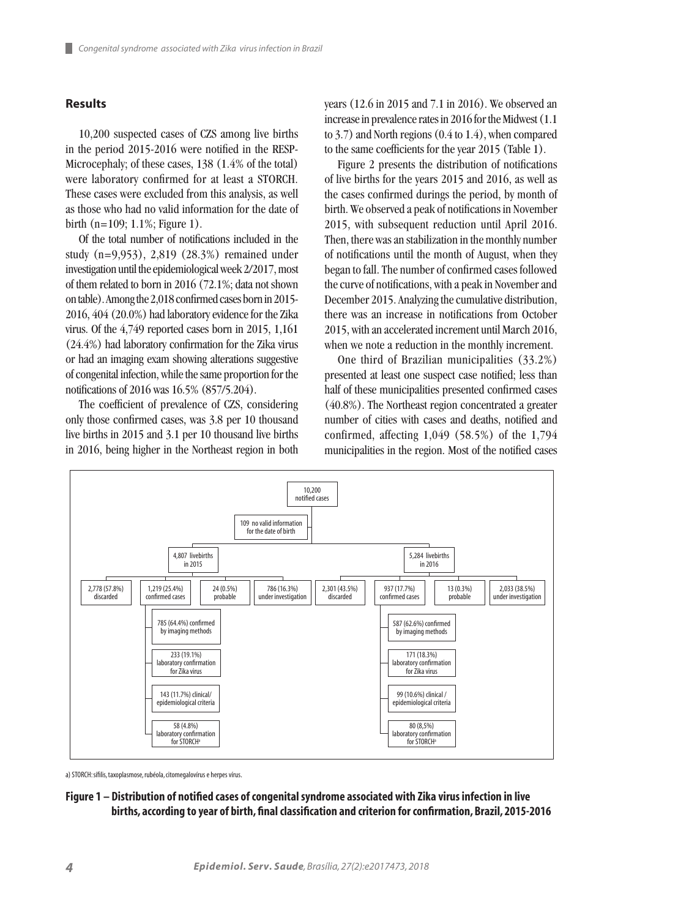## Results

10,200 suspected cases of CZS among live births in the period 2015-2016 were notified in the RESP-Microcephaly; of these cases, 138 (1.4% of the total) were laboratory confirmed for at least a STORCH. These cases were excluded from this analysis, as well as those who had no valid information for the date of birth (n=109; 1.1%; Figure 1).

Of the total number of notifications included in the study (n=9,953), 2,819 (28.3%) remained under investigation until the epidemiological week 2/2017, most of them related to born in 2016 (72.1%; data not shown on table). Among the 2,018 confirmed cases born in 2015-2016, 404 (20.0%) had laboratory evidence for the Zika virus. Of the 4,749 reported cases born in 2015, 1,161 (24.4%) had laboratory confirmation for the Zika virus or had an imaging exam showing alterations suggestive of congenital infection, while the same proportion for the notifications of 2016 was 16.5% (857/5.204).

The coefficient of prevalence of CZS, considering only those confirmed cases, was 3.8 per 10 thousand live births in 2015 and 3.1 per 10 thousand live births in 2016, being higher in the Northeast region in both years (12.6 in 2015 and 7.1 in 2016). We observed an increase in prevalence rates in 2016 for the Midwest (1.1 to 3.7) and North regions (0.4 to 1.4), when compared to the same coefficients for the year 2015 (Table 1).

Figure 2 presents the distribution of notifications of live births for the years 2015 and 2016, as well as the cases confirmed durings the period, by month of birth. We observed a peak of notifications in November 2015, with subsequent reduction until April 2016. Then, there was an stabilization in the monthly number of notifications until the month of August, when they began to fall. The number of confirmed cases followed the curve of notifications, with a peak in November and December 2015. Analyzing the cumulative distribution, there was an increase in notifications from October 2015, with an accelerated increment until March 2016, when we note a reduction in the monthly increment.

One third of Brazilian municipalities (33.2%) presented at least one suspect case notified; less than half of these municipalities presented confirmed cases (40.8%). The Northeast region concentrated a greater number of cities with cases and deaths, notified and confirmed, affecting 1,049 (58.5%) of the 1,794 municipalities in the region. Most of the notified cases

- 10,200 notified cases
  - 109 no valid information for the date of birth
  - 4,807 livebirths in 2015
    - 2,778 (57.8%) discarded
    - 1,219 (25.4%) confirmed cases
      - 785 (64.4%) confirmed by imaging methods
      - 233 (19.1%) laboratory confirmation for Zika virus
      - 143 (11.7%) clinical/ epidemiological criteria
      - 58 (4.8%) laboratory confirmation for STORCH[a]
    - 24 (0.5%) probable
    - 786 (16.3%) under investigation
  - 5,284 livebirths in 2016
    - 2,301 (43.5%) discarded
    - 937 (17.7%) confirmed cases
      - 587 (62.6%) confirmed by imaging methods
      - 171 (18.3%) laboratory confirmation for Zika virus
      - 99 (10.6%) clinical / epidemiological criteria
      - 80 (8,5%) laboratory confirmation for STORCH[a]
    - 13 (0.3%) probable
    - 2,033 (38.5%) under investigation

a) STORCH: sífilis, taxoplasmose, rubéola, citomegalovírus e herpes vírus.

**Figure 1 – Distribution of notified cases of congenital syndrome associated with Zika virus infection in live births, according to year of birth, final classification and criterion for confirmation, Brazil, 2015-2016**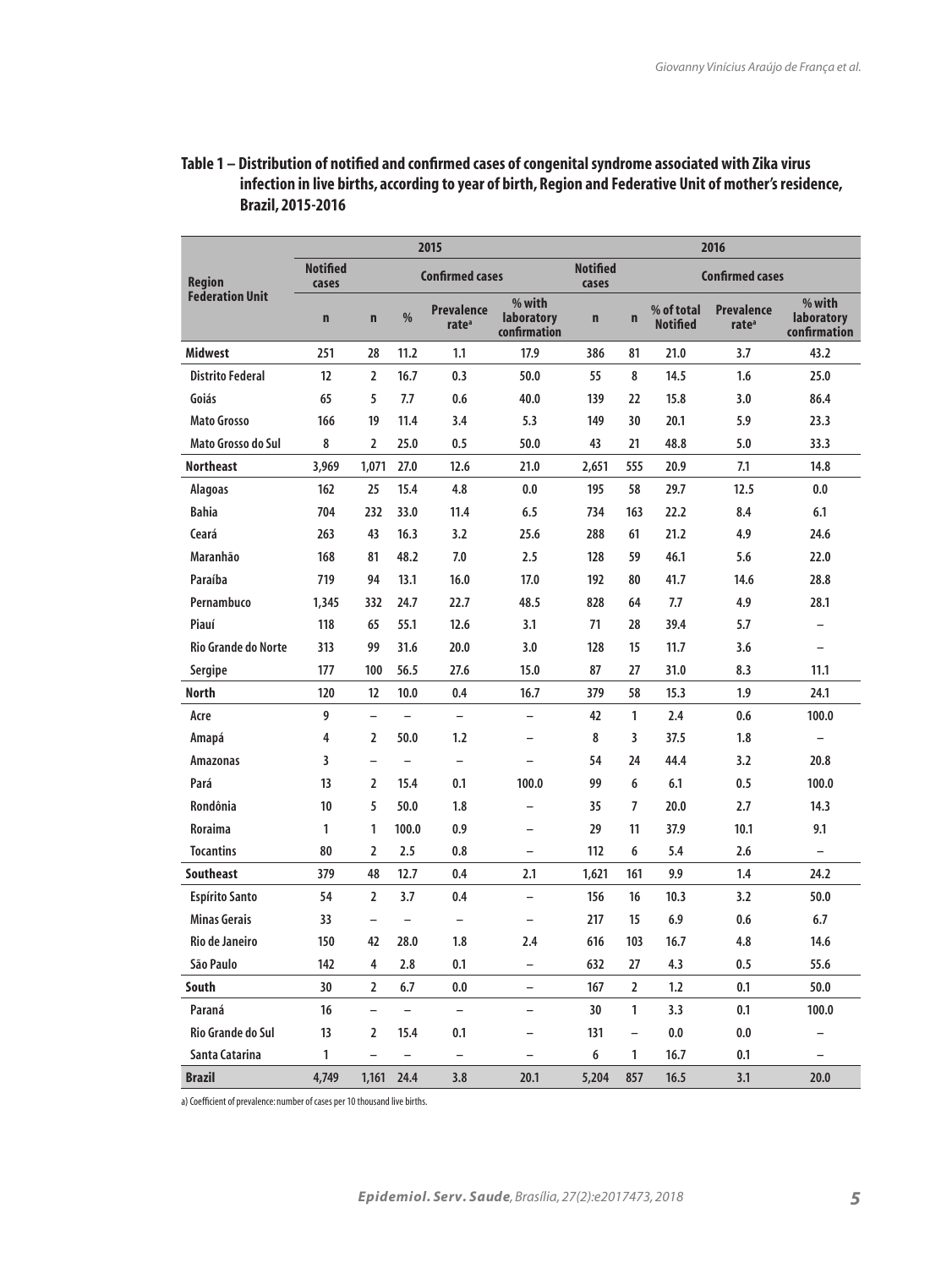**Table 1 – Distribution of notified and confirmed cases of congenital syndrome associated with Zika virus infection in live births, according to year of birth, Region and Federative Unit of mother's residence, Brazil, 2015-2016**

| Region<br>Federation Unit | 2015 | | | | | 2016 | | | | |
|---|---|---|---|---|---|---|---|---|---|---|
| | Notified cases | Confirmed cases | | | | Notified cases | Confirmed cases | | | |
| | n | n | % | Prevalence rate[a] | % with laboratory confirmation | n | n | % of total Notified | Prevalence rate[a] | % with laboratory confirmation |
| **Midwest** | 251 | 28 | 11.2 | 1.1 | 17.9 | 386 | 81 | 21.0 | 3.7 | 43.2 |
| Distrito Federal | 12 | 2 | 16.7 | 0.3 | 50.0 | 55 | 8 | 14.5 | 1.6 | 25.0 |
| Goiás | 65 | 5 | 7.7 | 0.6 | 40.0 | 139 | 22 | 15.8 | 3.0 | 86.4 |
| Mato Grosso | 166 | 19 | 11.4 | 3.4 | 5.3 | 149 | 30 | 20.1 | 5.9 | 23.3 |
| Mato Grosso do Sul | 8 | 2 | 25.0 | 0.5 | 50.0 | 43 | 21 | 48.8 | 5.0 | 33.3 |
| **Northeast** | 3,969 | 1,071 | 27.0 | 12.6 | 21.0 | 2,651 | 555 | 20.9 | 7.1 | 14.8 |
| Alagoas | 162 | 25 | 15.4 | 4.8 | 0.0 | 195 | 58 | 29.7 | 12.5 | 0.0 |
| Bahia | 704 | 232 | 33.0 | 11.4 | 6.5 | 734 | 163 | 22.2 | 8.4 | 6.1 |
| Ceará | 263 | 43 | 16.3 | 3.2 | 25.6 | 288 | 61 | 21.2 | 4.9 | 24.6 |
| Maranhão | 168 | 81 | 48.2 | 7.0 | 2.5 | 128 | 59 | 46.1 | 5.6 | 22.0 |
| Paraíba | 719 | 94 | 13.1 | 16.0 | 17.0 | 192 | 80 | 41.7 | 14.6 | 28.8 |
| Pernambuco | 1,345 | 332 | 24.7 | 22.7 | 48.5 | 828 | 64 | 7.7 | 4.9 | 28.1 |
| Piauí | 118 | 65 | 55.1 | 12.6 | 3.1 | 71 | 28 | 39.4 | 5.7 | – |
| Rio Grande do Norte | 313 | 99 | 31.6 | 20.0 | 3.0 | 128 | 15 | 11.7 | 3.6 | – |
| Sergipe | 177 | 100 | 56.5 | 27.6 | 15.0 | 87 | 27 | 31.0 | 8.3 | 11.1 |
| **North** | 120 | 12 | 10.0 | 0.4 | 16.7 | 379 | 58 | 15.3 | 1.9 | 24.1 |
| Acre | 9 | – | – | – | – | 42 | 1 | 2.4 | 0.6 | 100.0 |
| Amapá | 4 | 2 | 50.0 | 1.2 | – | 8 | 3 | 37.5 | 1.8 | – |
| Amazonas | 3 | – | – | – | – | 54 | 24 | 44.4 | 3.2 | 20.8 |
| Pará | 13 | 2 | 15.4 | 0.1 | 100.0 | 99 | 6 | 6.1 | 0.5 | 100.0 |
| Rondônia | 10 | 5 | 50.0 | 1.8 | – | 35 | 7 | 20.0 | 2.7 | 14.3 |
| Roraima | 1 | 1 | 100.0 | 0.9 | – | 29 | 11 | 37.9 | 10.1 | 9.1 |
| Tocantins | 80 | 2 | 2.5 | 0.8 | – | 112 | 6 | 5.4 | 2.6 | – |
| **Southeast** | 379 | 48 | 12.7 | 0.4 | 2.1 | 1,621 | 161 | 9.9 | 1.4 | 24.2 |
| Espírito Santo | 54 | 2 | 3.7 | 0.4 | – | 156 | 16 | 10.3 | 3.2 | 50.0 |
| Minas Gerais | 33 | – | – | – | – | 217 | 15 | 6.9 | 0.6 | 6.7 |
| Rio de Janeiro | 150 | 42 | 28.0 | 1.8 | 2.4 | 616 | 103 | 16.7 | 4.8 | 14.6 |
| São Paulo | 142 | 4 | 2.8 | 0.1 | – | 632 | 27 | 4.3 | 0.5 | 55.6 |
| **South** | 30 | 2 | 6.7 | 0.0 | – | 167 | 2 | 1.2 | 0.1 | 50.0 |
| Paraná | 16 | – | – | – | – | 30 | 1 | 3.3 | 0.1 | 100.0 |
| Rio Grande do Sul | 13 | 2 | 15.4 | 0.1 | – | 131 | – | 0.0 | 0.0 | – |
| Santa Catarina | 1 | – | – | – | – | 6 | 1 | 16.7 | 0.1 | – |
| **Brazil** | 4,749 | 1,161 | 24.4 | 3.8 | 20.1 | 5,204 | 857 | 16.5 | 3.1 | 20.0 |

a) Coefficient of prevalence: number of cases per 10 thousand live births.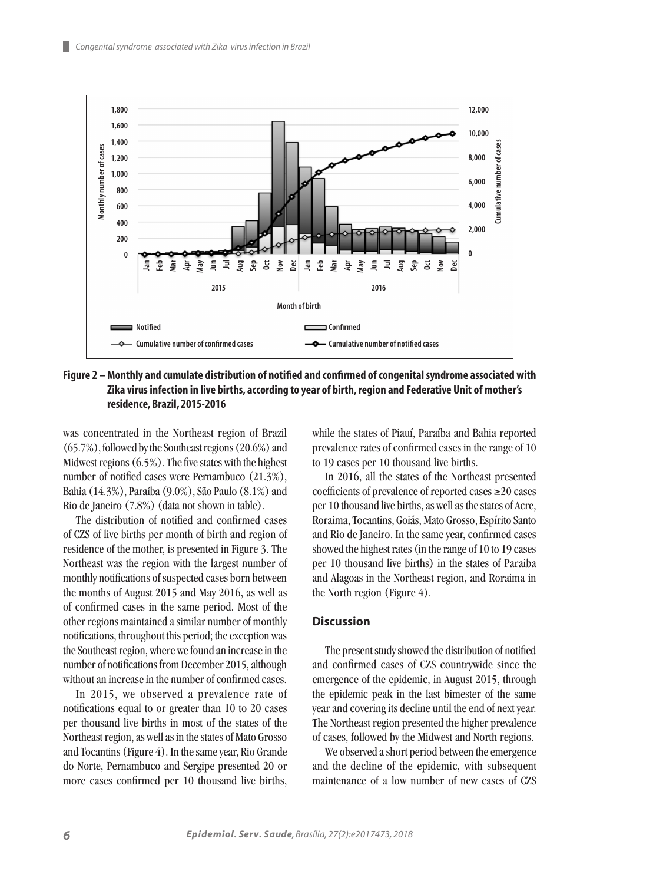**Figure 2 – Monthly and cumulate distribution of notified and confirmed of congenital syndrome associated with Zika virus infection in live births, according to year of birth, region and Federative Unit of mother's residence, Brazil, 2015-2016**

was concentrated in the Northeast region of Brazil (65.7%), followed by the Southeast regions (20.6%) and Midwest regions (6.5%). The five states with the highest number of notified cases were Pernambuco (21.3%), Bahia (14.3%), Paraíba (9.0%), São Paulo (8.1%) and Rio de Janeiro (7.8%) (data not shown in table).

The distribution of notified and confirmed cases of CZS of live births per month of birth and region of residence of the mother, is presented in Figure 3. The Northeast was the region with the largest number of monthly notifications of suspected cases born between the months of August 2015 and May 2016, as well as of confirmed cases in the same period. Most of the other regions maintained a similar number of monthly notifications, throughout this period; the exception was the Southeast region, where we found an increase in the number of notifications from December 2015, although without an increase in the number of confirmed cases.

In 2015, we observed a prevalence rate of notifications equal to or greater than 10 to 20 cases per thousand live births in most of the states of the Northeast region, as well as in the states of Mato Grosso and Tocantins (Figure 4). In the same year, Rio Grande do Norte, Pernambuco and Sergipe presented 20 or more cases confirmed per 10 thousand live births, while the states of Piauí, Paraíba and Bahia reported prevalence rates of confirmed cases in the range of 10 to 19 cases per 10 thousand live births.

In 2016, all the states of the Northeast presented coefficients of prevalence of reported cases ≥20 cases per 10 thousand live births, as well as the states of Acre, Roraima, Tocantins, Goiás, Mato Grosso, Espírito Santo and Rio de Janeiro. In the same year, confirmed cases showed the highest rates (in the range of 10 to 19 cases per 10 thousand live births) in the states of Paraiba and Alagoas in the Northeast region, and Roraima in the North region (Figure 4).

## Discussion

The present study showed the distribution of notified and confirmed cases of CZS countrywide since the emergence of the epidemic, in August 2015, through the epidemic peak in the last bimester of the same year and covering its decline until the end of next year. The Northeast region presented the higher prevalence of cases, followed by the Midwest and North regions.

We observed a short period between the emergence and the decline of the epidemic, with subsequent maintenance of a low number of new cases of CZS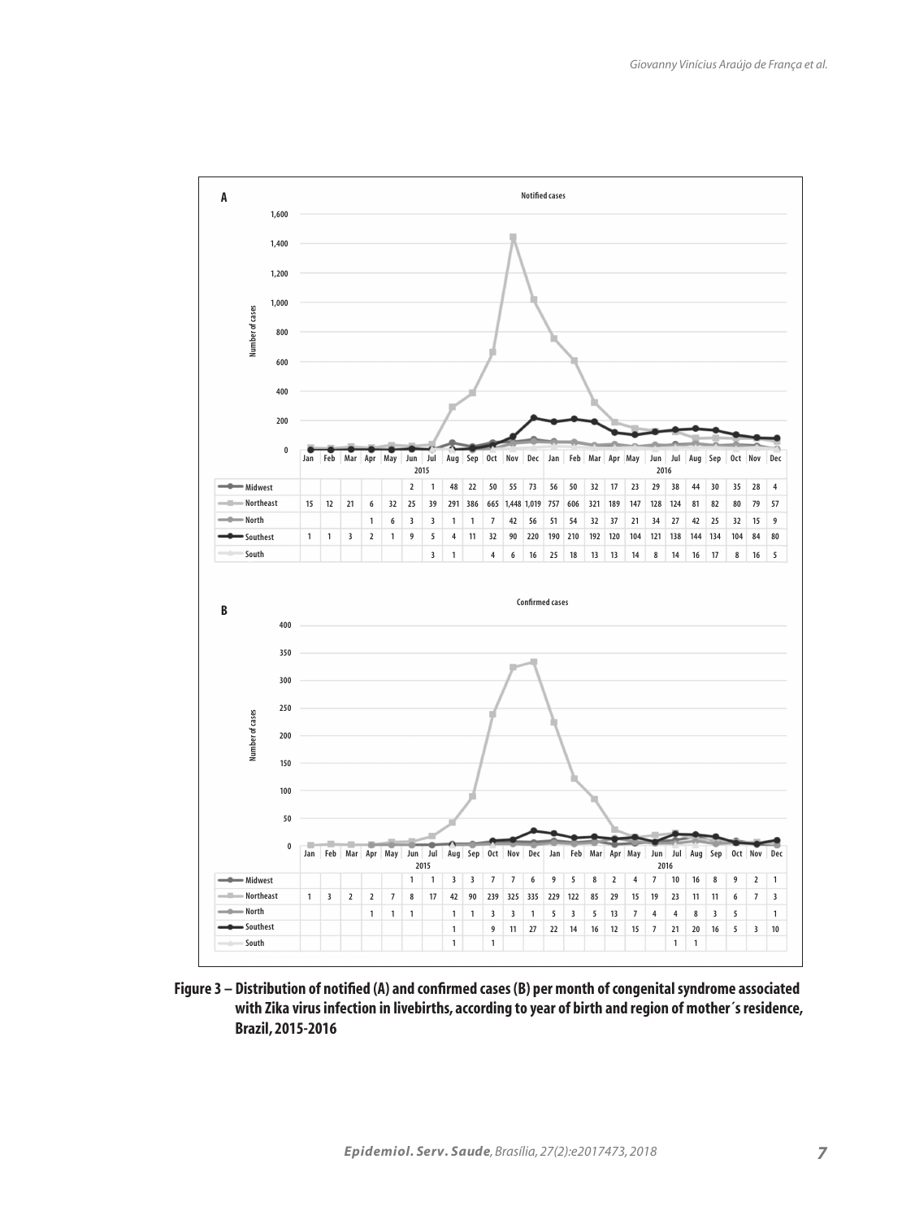**A**

**Notified cases**

| | Jan | Feb | Mar | Apr | May | Jun | Jul | Aug | Sep | Oct | Nov | Dec | Jan | Feb | Mar | Apr | May | Jun | Jul | Aug | Sep | Oct | Nov | Dec |
|---|---|---|---|---|---|---|---|---|---|---|---|---|---|---|---|---|---|---|---|---|---|---|---|---|
| | 2015 | | | | | | | | | | | | 2016 | | | | | | | | | | | |
| Midwest | | | | | | 2 | 1 | 48 | 22 | 50 | 55 | 73 | 56 | 50 | 32 | 17 | 23 | 29 | 38 | 44 | 30 | 35 | 28 | 4 |
| Northeast | 15 | 12 | 21 | 6 | 32 | 25 | 39 | 291 | 386 | 665 | 1,448 | 1,019 | 757 | 606 | 321 | 189 | 147 | 128 | 124 | 81 | 82 | 80 | 79 | 57 |
| North | | | | 1 | 6 | 3 | 3 | 1 | 1 | 7 | 42 | 56 | 51 | 54 | 32 | 37 | 21 | 34 | 27 | 42 | 25 | 32 | 15 | 9 |
| Southeast | 1 | 1 | 3 | 2 | 1 | 9 | 5 | 4 | 11 | 32 | 90 | 220 | 190 | 210 | 192 | 120 | 104 | 121 | 138 | 144 | 134 | 104 | 84 | 80 |
| South | | | | | | | 3 | 1 | | 4 | 6 | 16 | 25 | 18 | 13 | 13 | 14 | 8 | 14 | 16 | 17 | 8 | 16 | 5 |

**B**

**Confirmed cases**

| | Jan | Feb | Mar | Apr | May | Jun | Jul | Aug | Sep | Oct | Nov | Dec | Jan | Feb | Mar | Apr | May | Jun | Jul | Aug | Sep | Oct | Nov | Dec |
|---|---|---|---|---|---|---|---|---|---|---|---|---|---|---|---|---|---|---|---|---|---|---|---|---|
| | 2015 | | | | | | | | | | | | 2016 | | | | | | | | | | | |
| Midwest | | | | | | 1 | 1 | 3 | 3 | 7 | 7 | 6 | 9 | 5 | 8 | 2 | 4 | 7 | 10 | 16 | 8 | 9 | 2 | 1 |
| Northeast | 1 | 3 | 2 | 2 | 7 | 8 | 17 | 42 | 90 | 239 | 325 | 335 | 229 | 122 | 85 | 29 | 15 | 19 | 23 | 11 | 11 | 6 | 7 | 3 |
| North | | | | 1 | 1 | 1 | | 1 | 1 | 3 | 3 | 1 | 5 | 3 | 5 | 13 | 7 | 4 | 4 | 8 | 3 | 5 | | 1 |
| Southeast | | | | | | | | 1 | | 9 | 11 | 27 | 22 | 14 | 16 | 12 | 15 | 7 | 21 | 20 | 16 | 5 | 3 | 10 |
| South | | | | | | | | 1 | | 1 | | | | | | | | | 1 | 1 | | | | |

**Figure 3 – Distribution of notified (A) and confirmed cases (B) per month of congenital syndrome associated with Zika virus infection in livebirths, according to year of birth and region of mother´s residence, Brazil, 2015-2016**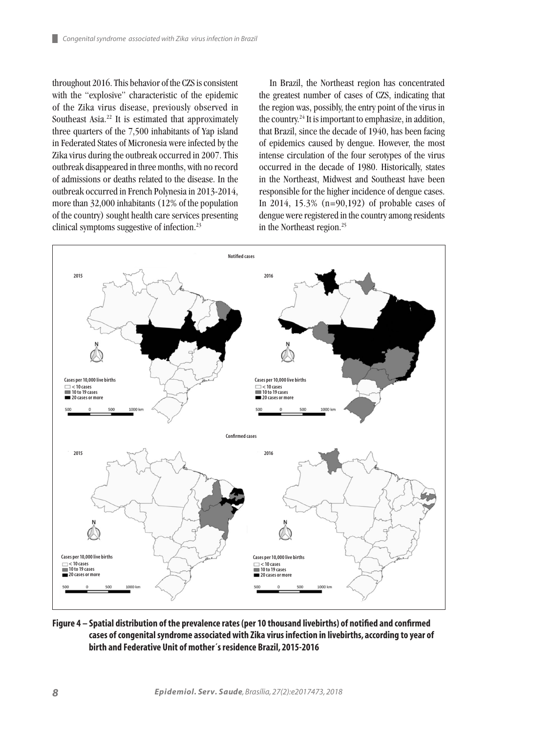throughout 2016. This behavior of the CZS is consistent with the "explosive" characteristic of the epidemic of the Zika virus disease, previously observed in Southeast Asia.[22] It is estimated that approximately three quarters of the 7,500 inhabitants of Yap island in Federated States of Micronesia were infected by the Zika virus during the outbreak occurred in 2007. This outbreak disappeared in three months, with no record of admissions or deaths related to the disease. In the outbreak occurred in French Polynesia in 2013-2014, more than 32,000 inhabitants (12% of the population of the country) sought health care services presenting clinical symptoms suggestive of infection.[23]

In Brazil, the Northeast region has concentrated the greatest number of cases of CZS, indicating that the region was, possibly, the entry point of the virus in the country.[24] It is important to emphasize, in addition, that Brazil, since the decade of 1940, has been facing of epidemics caused by dengue. However, the most intense circulation of the four serotypes of the virus occurred in the decade of 1980. Historically, states in the Northeast, Midwest and Southeast have been responsible for the higher incidence of dengue cases. In 2014, 15.3% (n=90,192) of probable cases of dengue were registered in the country among residents in the Northeast region.[25]

**Figure 4 – Spatial distribution of the prevalence rates (per 10 thousand livebirths) of notified and confirmed cases of congenital syndrome associated with Zika virus infection in livebirths, according to year of birth and Federative Unit of mother´s residence Brazil, 2015-2016**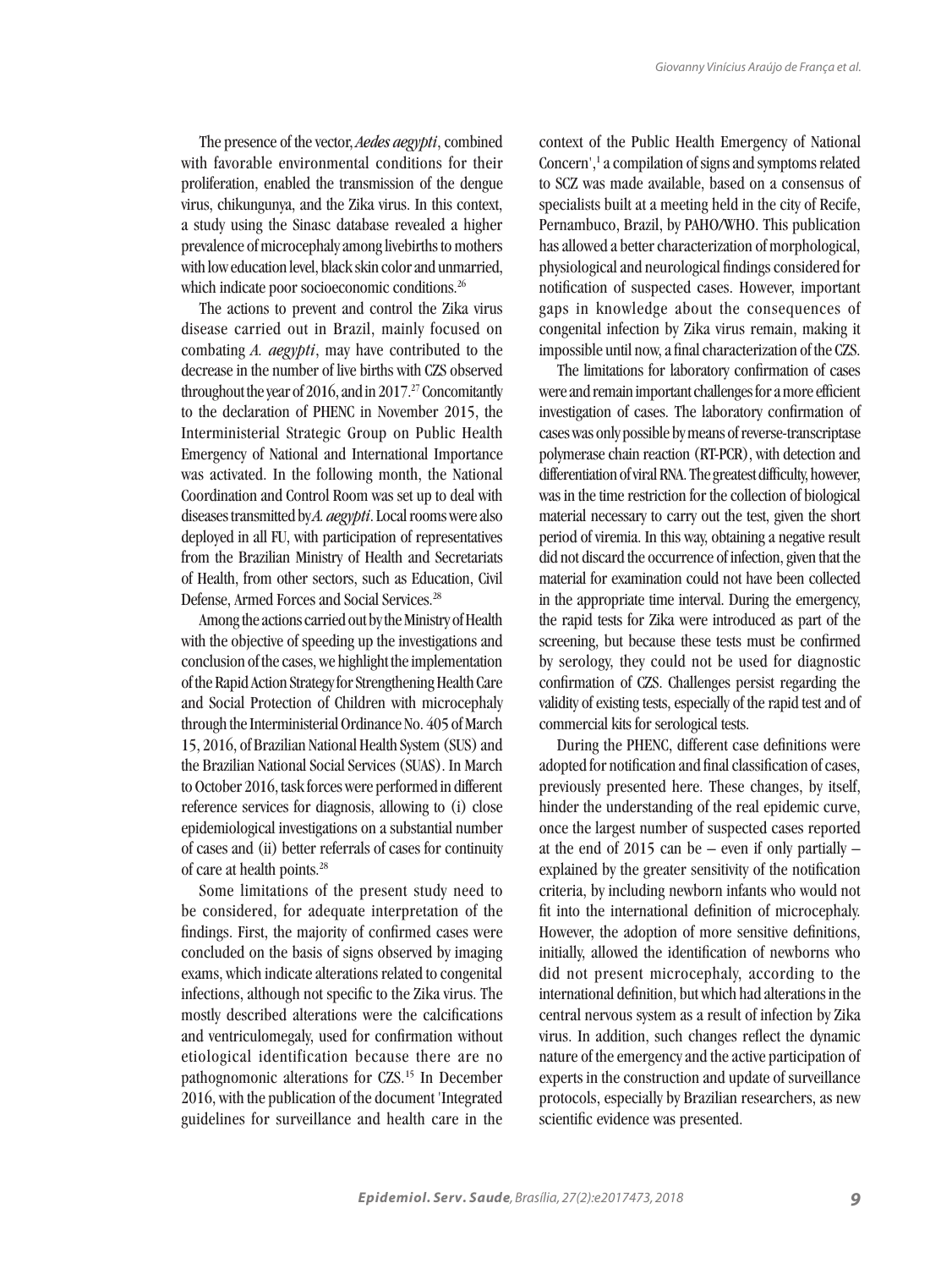The presence of the vector, *Aedes aegypti*, combined with favorable environmental conditions for their proliferation, enabled the transmission of the dengue virus, chikungunya, and the Zika virus. In this context, a study using the Sinasc database revealed a higher prevalence of microcephaly among livebirths to mothers with low education level, black skin color and unmarried, which indicate poor socioeconomic conditions.[26]

The actions to prevent and control the Zika virus disease carried out in Brazil, mainly focused on combating *A. aegypti*, may have contributed to the decrease in the number of live births with CZS observed throughout the year of 2016, and in 2017.[27] Concomitantly to the declaration of PHENC in November 2015, the Interministerial Strategic Group on Public Health Emergency of National and International Importance was activated. In the following month, the National Coordination and Control Room was set up to deal with diseases transmitted by *A. aegypti*. Local rooms were also deployed in all FU, with participation of representatives from the Brazilian Ministry of Health and Secretariats of Health, from other sectors, such as Education, Civil Defense, Armed Forces and Social Services.[28]

Among the actions carried out by the Ministry of Health with the objective of speeding up the investigations and conclusion of the cases, we highlight the implementation of the Rapid Action Strategy for Strengthening Health Care and Social Protection of Children with microcephaly through the Interministerial Ordinance No. 405 of March 15, 2016, of Brazilian National Health System (SUS) and the Brazilian National Social Services (SUAS). In March to October 2016, task forces were performed in different reference services for diagnosis, allowing to (i) close epidemiological investigations on a substantial number of cases and (ii) better referrals of cases for continuity of care at health points.[28]

Some limitations of the present study need to be considered, for adequate interpretation of the findings. First, the majority of confirmed cases were concluded on the basis of signs observed by imaging exams, which indicate alterations related to congenital infections, although not specific to the Zika virus. The mostly described alterations were the calcifications and ventriculomegaly, used for confirmation without etiological identification because there are no pathognomonic alterations for CZS.[15] In December 2016, with the publication of the document 'Integrated guidelines for surveillance and health care in the context of the Public Health Emergency of National Concern',[1] a compilation of signs and symptoms related to SCZ was made available, based on a consensus of specialists built at a meeting held in the city of Recife, Pernambuco, Brazil, by PAHO/WHO. This publication has allowed a better characterization of morphological, physiological and neurological findings considered for notification of suspected cases. However, important gaps in knowledge about the consequences of congenital infection by Zika virus remain, making it impossible until now, a final characterization of the CZS.

The limitations for laboratory confirmation of cases were and remain important challenges for a more efficient investigation of cases. The laboratory confirmation of cases was only possible by means of reverse-transcriptase polymerase chain reaction (RT-PCR), with detection and differentiation of viral RNA. The greatest difficulty, however, was in the time restriction for the collection of biological material necessary to carry out the test, given the short period of viremia. In this way, obtaining a negative result did not discard the occurrence of infection, given that the material for examination could not have been collected in the appropriate time interval. During the emergency, the rapid tests for Zika were introduced as part of the screening, but because these tests must be confirmed by serology, they could not be used for diagnostic confirmation of CZS. Challenges persist regarding the validity of existing tests, especially of the rapid test and of commercial kits for serological tests.

During the PHENC, different case definitions were adopted for notification and final classification of cases, previously presented here. These changes, by itself, hinder the understanding of the real epidemic curve, once the largest number of suspected cases reported at the end of 2015 can be – even if only partially – explained by the greater sensitivity of the notification criteria, by including newborn infants who would not fit into the international definition of microcephaly. However, the adoption of more sensitive definitions, initially, allowed the identification of newborns who did not present microcephaly, according to the international definition, but which had alterations in the central nervous system as a result of infection by Zika virus. In addition, such changes reflect the dynamic nature of the emergency and the active participation of experts in the construction and update of surveillance protocols, especially by Brazilian researchers, as new scientific evidence was presented.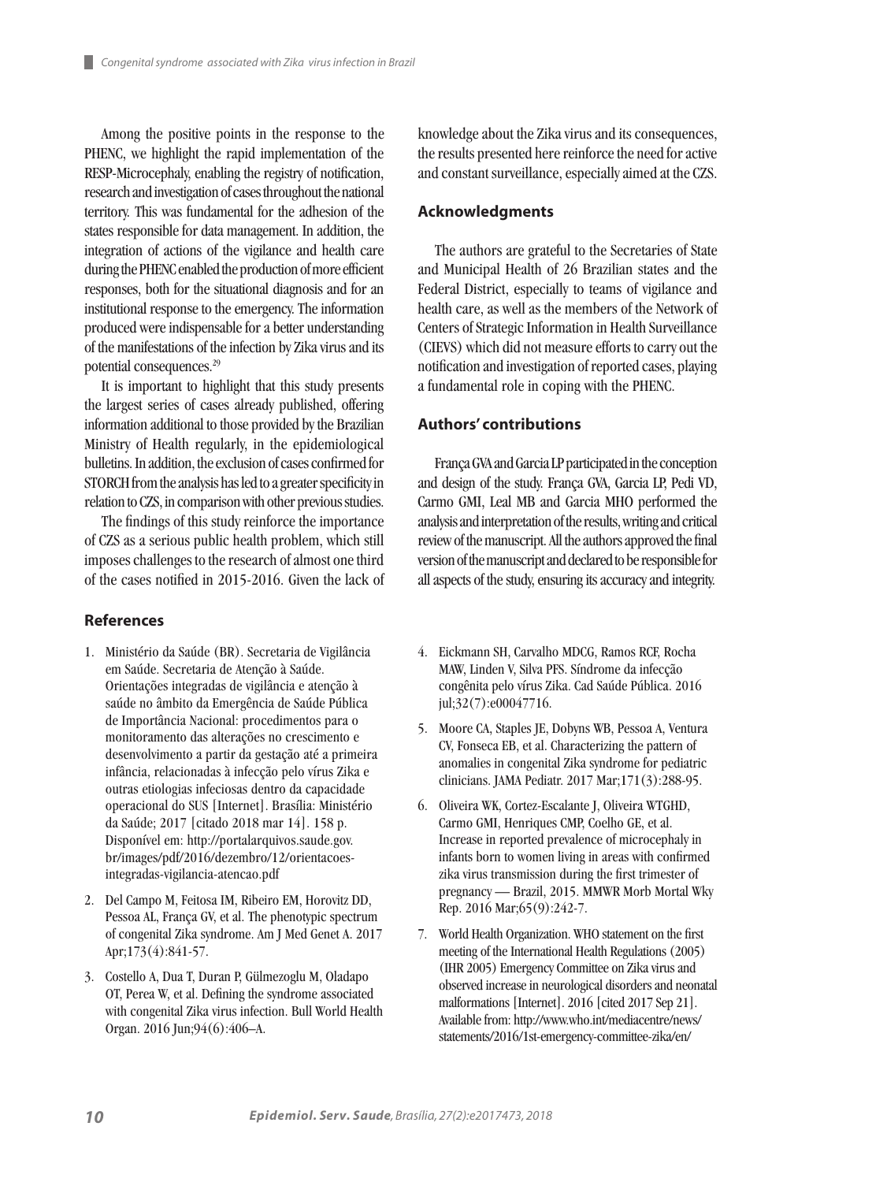Among the positive points in the response to the PHENC, we highlight the rapid implementation of the RESP-Microcephaly, enabling the registry of notification, research and investigation of cases throughout the national territory. This was fundamental for the adhesion of the states responsible for data management. In addition, the integration of actions of the vigilance and health care during the PHENC enabled the production of more efficient responses, both for the situational diagnosis and for an institutional response to the emergency. The information produced were indispensable for a better understanding of the manifestations of the infection by Zika virus and its potential consequences.[29]

It is important to highlight that this study presents the largest series of cases already published, offering information additional to those provided by the Brazilian Ministry of Health regularly, in the epidemiological bulletins. In addition, the exclusion of cases confirmed for STORCH from the analysis has led to a greater specificity in relation to CZS, in comparison with other previous studies.

The findings of this study reinforce the importance of CZS as a serious public health problem, which still imposes challenges to the research of almost one third of the cases notified in 2015-2016. Given the lack of knowledge about the Zika virus and its consequences, the results presented here reinforce the need for active and constant surveillance, especially aimed at the CZS.

## Acknowledgments

The authors are grateful to the Secretaries of State and Municipal Health of 26 Brazilian states and the Federal District, especially to teams of vigilance and health care, as well as the members of the Network of Centers of Strategic Information in Health Surveillance (CIEVS) which did not measure efforts to carry out the notification and investigation of reported cases, playing a fundamental role in coping with the PHENC.

## Authors' contributions

França GVA and Garcia LP participated in the conception and design of the study. França GVA, Garcia LP, Pedi VD, Carmo GMI, Leal MB and Garcia MHO performed the analysis and interpretation of the results, writing and critical review of the manuscript. All the authors approved the final version of the manuscript and declared to be responsible for all aspects of the study, ensuring its accuracy and integrity.

## References

1. Ministério da Saúde (BR). Secretaria de Vigilância em Saúde. Secretaria de Atenção à Saúde. Orientações integradas de vigilância e atenção à saúde no âmbito da Emergência de Saúde Pública de Importância Nacional: procedimentos para o monitoramento das alterações no crescimento e desenvolvimento a partir da gestação até a primeira infância, relacionadas à infecção pelo vírus Zika e outras etiologias infeciosas dentro da capacidade operacional do SUS [Internet]. Brasília: Ministério da Saúde; 2017 [citado 2018 mar 14]. 158 p. Disponível em: http://portalarquivos.saude.gov.br/images/pdf/2016/dezembro/12/orientacoes-integradas-vigilancia-atencao.pdf
2. Del Campo M, Feitosa IM, Ribeiro EM, Horovitz DD, Pessoa AL, França GV, et al. The phenotypic spectrum of congenital Zika syndrome. Am J Med Genet A. 2017 Apr;173(4):841-57.
3. Costello A, Dua T, Duran P, Gülmezoglu M, Oladapo OT, Perea W, et al. Defining the syndrome associated with congenital Zika virus infection. Bull World Health Organ. 2016 Jun;94(6):406–A.
4. Eickmann SH, Carvalho MDCG, Ramos RCF, Rocha MAW, Linden V, Silva PFS. Síndrome da infecção congênita pelo vírus Zika. Cad Saúde Pública. 2016 jul;32(7):e00047716.
5. Moore CA, Staples JE, Dobyns WB, Pessoa A, Ventura CV, Fonseca EB, et al. Characterizing the pattern of anomalies in congenital Zika syndrome for pediatric clinicians. JAMA Pediatr. 2017 Mar;171(3):288-95.
6. Oliveira WK, Cortez-Escalante J, Oliveira WTGHD, Carmo GMI, Henriques CMP, Coelho GE, et al. Increase in reported prevalence of microcephaly in infants born to women living in areas with confirmed zika virus transmission during the first trimester of pregnancy — Brazil, 2015. MMWR Morb Mortal Wky Rep. 2016 Mar;65(9):242-7.
7. World Health Organization. WHO statement on the first meeting of the International Health Regulations (2005) (IHR 2005) Emergency Committee on Zika virus and observed increase in neurological disorders and neonatal malformations [Internet]. 2016 [cited 2017 Sep 21]. Available from: http://www.who.int/mediacentre/news/statements/2016/1st-emergency-committee-zika/en/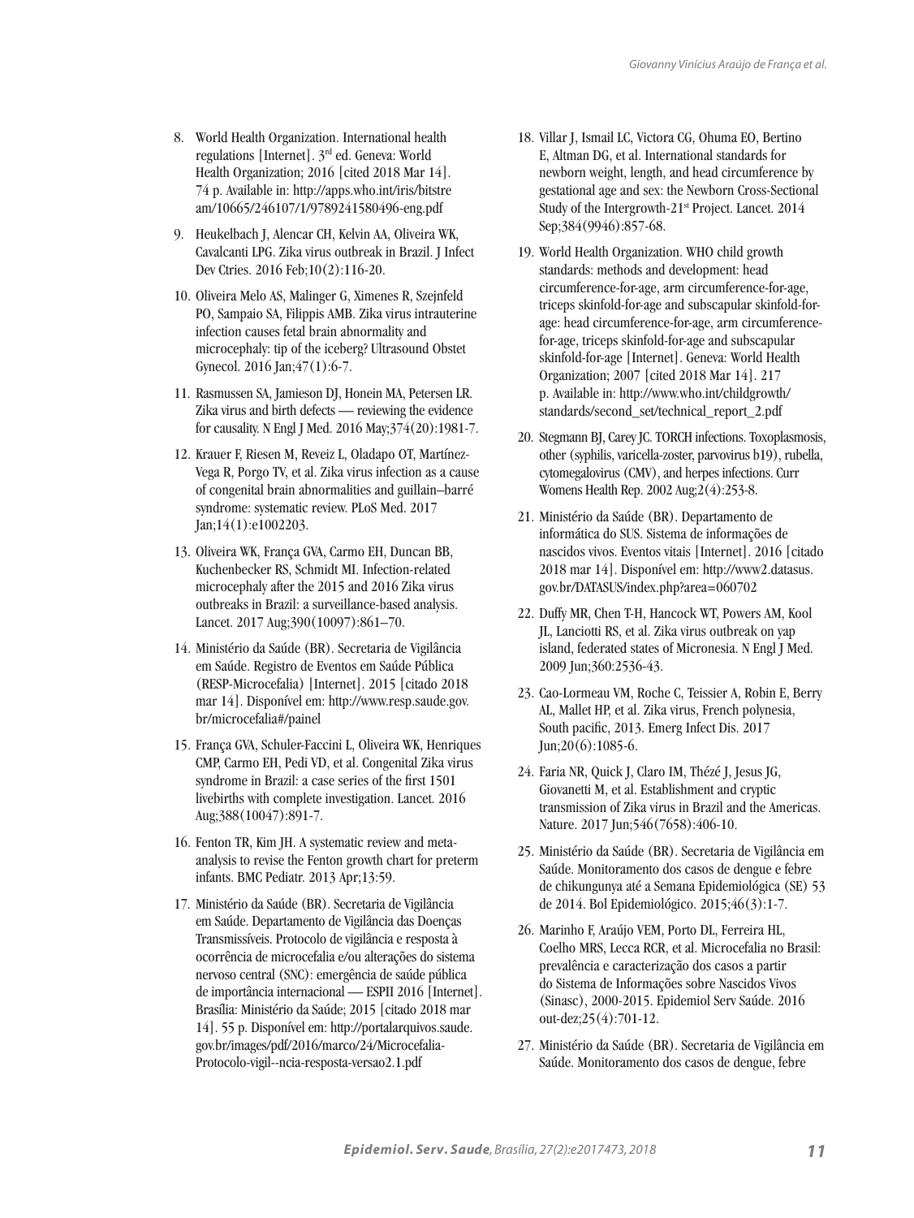8. World Health Organization. International health regulations [Internet]. 3rd ed. Geneva: World Health Organization; 2016 [cited 2018 Mar 14]. 74 p. Available in: http://apps.who.int/iris/bitstream/10665/246107/1/9789241580496-eng.pdf

9. Heukelbach J, Alencar CH, Kelvin AA, Oliveira WK, Cavalcanti LPG. Zika virus outbreak in Brazil. J Infect Dev Ctries. 2016 Feb;10(2):116-20.

10. Oliveira Melo AS, Malinger G, Ximenes R, Szejnfeld PO, Sampaio SA, Filippis AMB. Zika virus intrauterine infection causes fetal brain abnormality and microcephaly: tip of the iceberg? Ultrasound Obstet Gynecol. 2016 Jan;47(1):6-7.

11. Rasmussen SA, Jamieson DJ, Honein MA, Petersen LR. Zika virus and birth defects — reviewing the evidence for causality. N Engl J Med. 2016 May;374(20):1981-7.

12. Krauer F, Riesen M, Reveiz L, Oladapo OT, Martínez-Vega R, Porgo TV, et al. Zika virus infection as a cause of congenital brain abnormalities and guillain–barré syndrome: systematic review. PLoS Med. 2017 Jan;14(1):e1002203.

13. Oliveira WK, França GVA, Carmo EH, Duncan BB, Kuchenbecker RS, Schmidt MI. Infection-related microcephaly after the 2015 and 2016 Zika virus outbreaks in Brazil: a surveillance-based analysis. Lancet. 2017 Aug;390(10097):861–70.

14. Ministério da Saúde (BR). Secretaria de Vigilância em Saúde. Registro de Eventos em Saúde Pública (RESP-Microcefalia) [Internet]. 2015 [citado 2018 mar 14]. Disponível em: http://www.resp.saude.gov.br/microcefalia#/painel

15. França GVA, Schuler-Faccini L, Oliveira WK, Henriques CMP, Carmo EH, Pedi VD, et al. Congenital Zika virus syndrome in Brazil: a case series of the first 1501 livebirths with complete investigation. Lancet. 2016 Aug;388(10047):891-7.

16. Fenton TR, Kim JH. A systematic review and meta-analysis to revise the Fenton growth chart for preterm infants. BMC Pediatr. 2013 Apr;13:59.

17. Ministério da Saúde (BR). Secretaria de Vigilância em Saúde. Departamento de Vigilância das Doenças Transmissíveis. Protocolo de vigilância e resposta à ocorrência de microcefalia e/ou alterações do sistema nervoso central (SNC): emergência de saúde pública de importância internacional — ESPII 2016 [Internet]. Brasília: Ministério da Saúde; 2015 [citado 2018 mar 14]. 55 p. Disponível em: http://portalarquivos.saude.gov.br/images/pdf/2016/marco/24/Microcefalia-Protocolo-vigil--ncia-resposta-versao2.1.pdf

18. Villar J, Ismail LC, Victora CG, Ohuma EO, Bertino E, Altman DG, et al. International standards for newborn weight, length, and head circumference by gestational age and sex: the Newborn Cross-Sectional Study of the Intergrowth-21st Project. Lancet. 2014 Sep;384(9946):857-68.

19. World Health Organization. WHO child growth standards: methods and development: head circumference-for-age, arm circumference-for-age, triceps skinfold-for-age and subscapular skinfold-for-age: head circumference-for-age, arm circumference-for-age, triceps skinfold-for-age and subscapular skinfold-for-age [Internet]. Geneva: World Health Organization; 2007 [cited 2018 Mar 14]. 217 p. Available in: http://www.who.int/childgrowth/standards/second_set/technical_report_2.pdf

20. Stegmann BJ, Carey JC. TORCH infections. Toxoplasmosis, other (syphilis, varicella-zoster, parvovirus b19), rubella, cytomegalovirus (CMV), and herpes infections. Curr Womens Health Rep. 2002 Aug;2(4):253-8.

21. Ministério da Saúde (BR). Departamento de informática do SUS. Sistema de informações de nascidos vivos. Eventos vitais [Internet]. 2016 [citado 2018 mar 14]. Disponível em: http://www2.datasus.gov.br/DATASUS/index.php?area=060702

22. Duffy MR, Chen T-H, Hancock WT, Powers AM, Kool JL, Lanciotti RS, et al. Zika virus outbreak on yap island, federated states of Micronesia. N Engl J Med. 2009 Jun;360:2536-43.

23. Cao-Lormeau VM, Roche C, Teissier A, Robin E, Berry AL, Mallet HP, et al. Zika virus, French polynesia, South pacific, 2013. Emerg Infect Dis. 2017 Jun;20(6):1085-6.

24. Faria NR, Quick J, Claro IM, Thézé J, Jesus JG, Giovanetti M, et al. Establishment and cryptic transmission of Zika virus in Brazil and the Americas. Nature. 2017 Jun;546(7658):406-10.

25. Ministério da Saúde (BR). Secretaria de Vigilância em Saúde. Monitoramento dos casos de dengue e febre de chikungunya até a Semana Epidemiológica (SE) 53 de 2014. Bol Epidemiológico. 2015;46(3):1-7.

26. Marinho F, Araújo VEM, Porto DL, Ferreira HL, Coelho MRS, Lecca RCR, et al. Microcefalia no Brasil: prevalência e caracterização dos casos a partir do Sistema de Informações sobre Nascidos Vivos (Sinasc), 2000-2015. Epidemiol Serv Saúde. 2016 out-dez;25(4):701-12.

27. Ministério da Saúde (BR). Secretaria de Vigilância em Saúde. Monitoramento dos casos de dengue, febre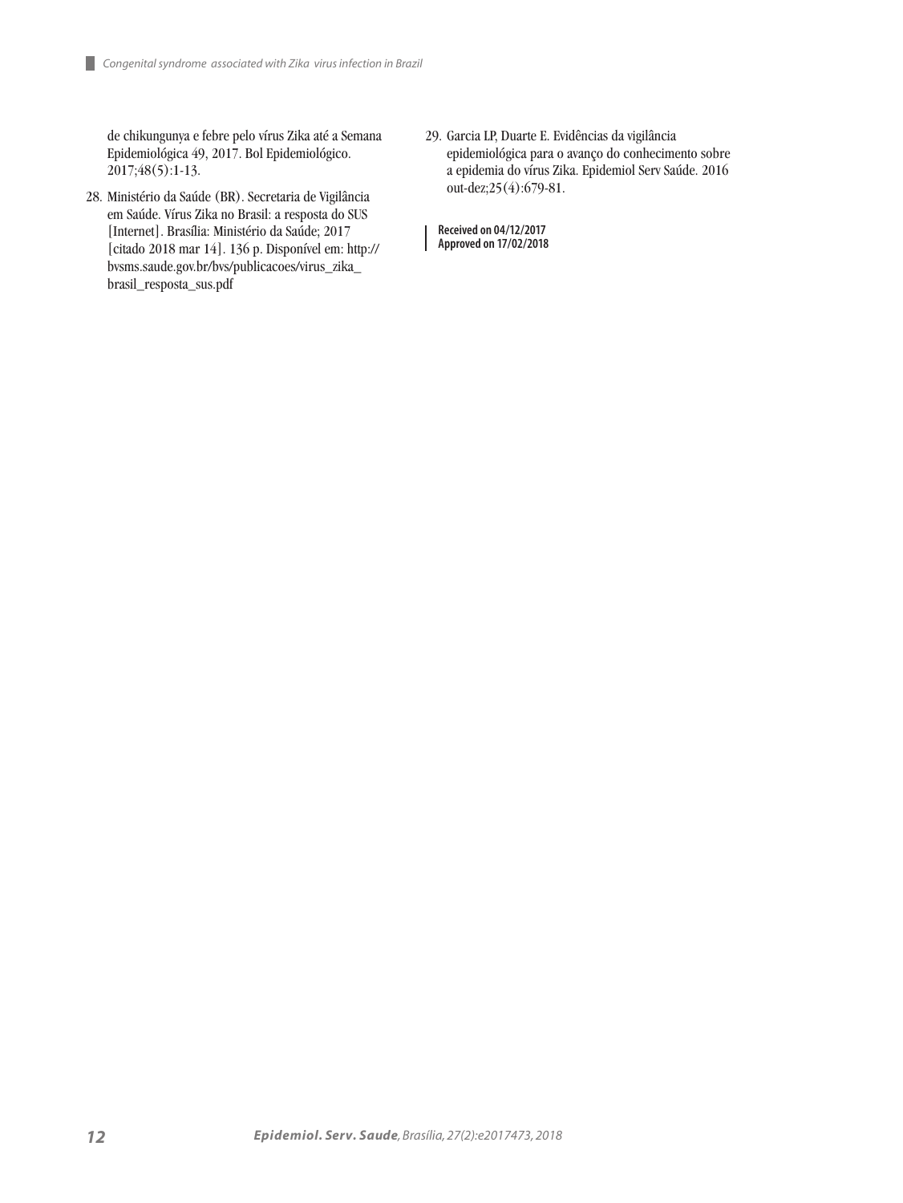de chikungunya e febre pelo vírus Zika até a Semana Epidemiológica 49, 2017. Bol Epidemiológico. 2017;48(5):1-13.

28. Ministério da Saúde (BR). Secretaria de Vigilância em Saúde. Vírus Zika no Brasil: a resposta do SUS [Internet]. Brasília: Ministério da Saúde; 2017 [citado 2018 mar 14]. 136 p. Disponível em: http://bvsms.saude.gov.br/bvs/publicacoes/virus_zika_brasil_resposta_sus.pdf

29. Garcia LP, Duarte E. Evidências da vigilância epidemiológica para o avanço do conhecimento sobre a epidemia do vírus Zika. Epidemiol Serv Saúde. 2016 out-dez;25(4):679-81.

**Received on 04/12/2017**
**Approved on 17/02/2018**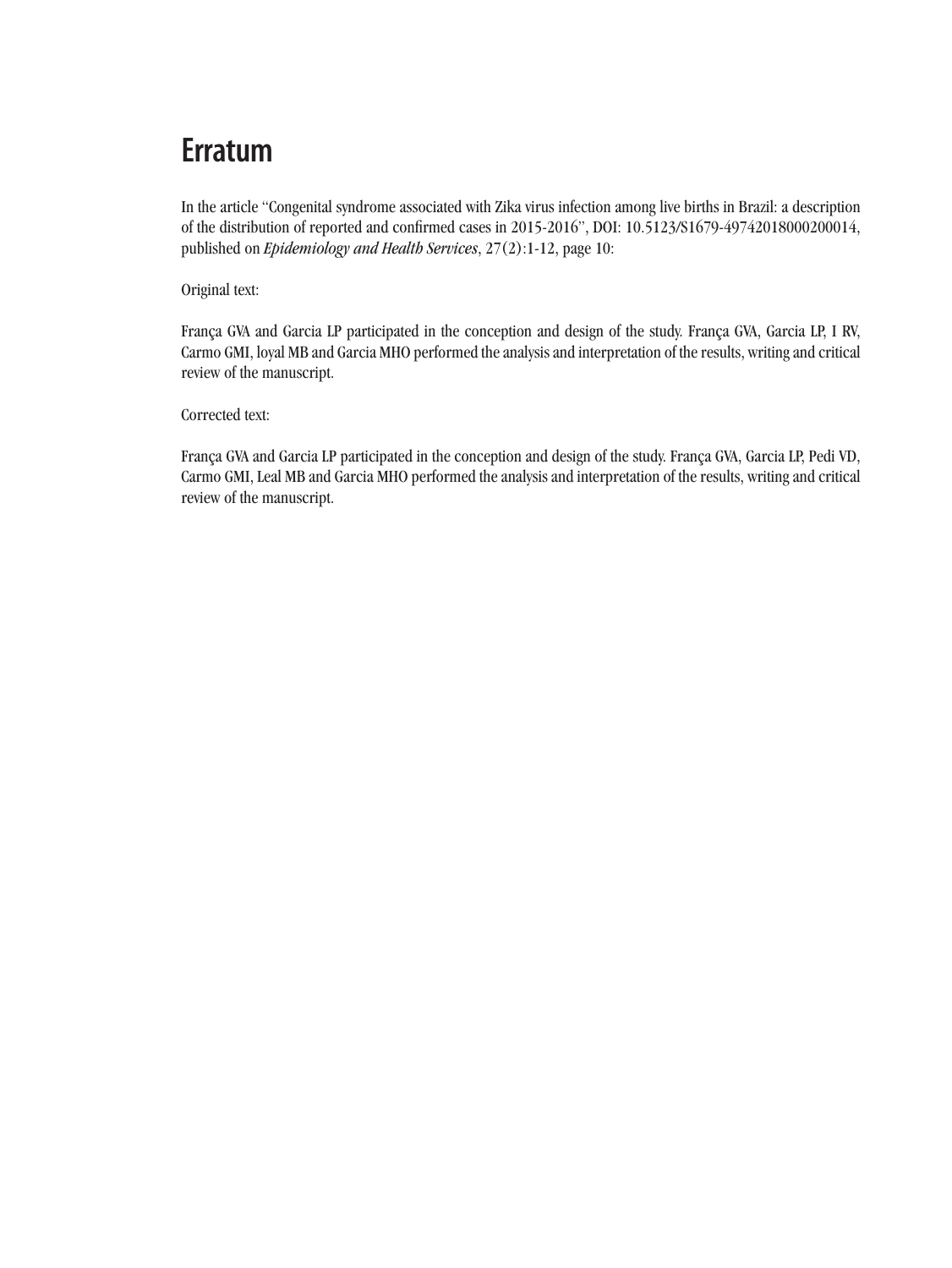# Erratum

In the article "Congenital syndrome associated with Zika virus infection among live births in Brazil: a description of the distribution of reported and confirmed cases in 2015-2016", DOI: 10.5123/S1679-49742018000200014, published on *Epidemiology and Health Services*, 27(2):1-12, page 10:

Original text:

França GVA and Garcia LP participated in the conception and design of the study. França GVA, Garcia LP, I RV, Carmo GMI, loyal MB and Garcia MHO performed the analysis and interpretation of the results, writing and critical review of the manuscript.

Corrected text:

França GVA and Garcia LP participated in the conception and design of the study. França GVA, Garcia LP, Pedi VD, Carmo GMI, Leal MB and Garcia MHO performed the analysis and interpretation of the results, writing and critical review of the manuscript.